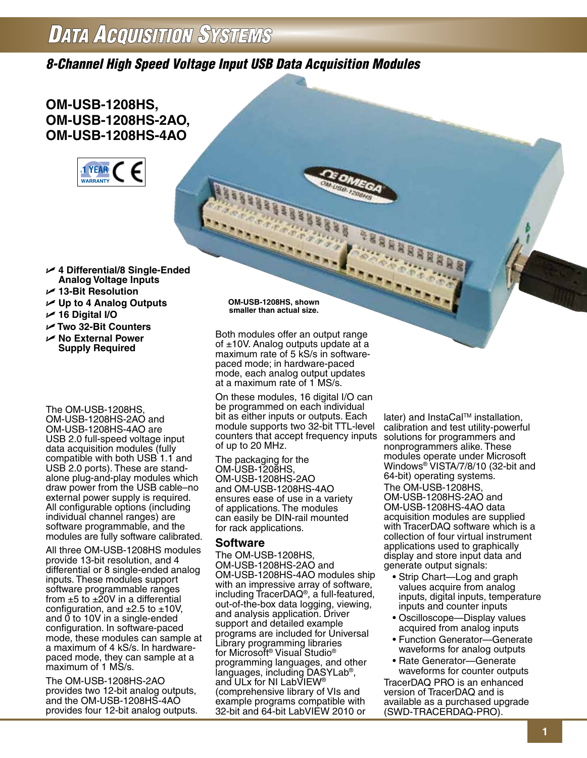# Data Acquisition Systems

## 8-Channel High Speed Voltage Input USB Data Acquisition Modules

### OM-USB-1208HS, OM-USB-1208HS-2AO, OM-USB-1208HS-4AO

1 YEAR WARRANTY CE

- 4 Differential/8 Single-Ended Analog Voltage Inputs
- 13-Bit Resolution
- Up to 4 Analog Outputs
- 16 Digital I/O
- Two 32-Bit Counters
- No External Power Supply Required

OM-USB-1208HS, shown smaller than actual size.

The OM-USB-1208HS, OM-USB-1208HS-2AO and OM-USB-1208HS-4AO are USB 2.0 full-speed voltage input data acquisition modules (fully compatible with both USB 1.1 and USB 2.0 ports). These are stand-alone plug-and-play modules which draw power from the USB cable–no external power supply is required. All configurable options (including individual channel ranges) are software programmable, and the modules are fully software calibrated.

All three OM-USB-1208HS modules provide 13-bit resolution, and 4 differential or 8 single-ended analog inputs. These modules support software programmable ranges from ±5 to ±20V in a differential configuration, and ±2.5 to ±10V, and 0 to 10V in a single-ended configuration. In software-paced mode, these modules can sample at a maximum of 4 kS/s. In hardware-paced mode, they can sample at a maximum of 1 MS/s.

The OM-USB-1208HS-2AO provides two 12-bit analog outputs, and the OM-USB-1208HS-4AO provides four 12-bit analog outputs. Both modules offer an output range of ±10V. Analog outputs update at a maximum rate of 5 kS/s in software-paced mode; in hardware-paced mode, each analog output updates at a maximum rate of 1 MS/s.

On these modules, 16 digital I/O can be programmed on each individual bit as either inputs or outputs. Each module supports two 32-bit TTL-level counters that accept frequency inputs of up to 20 MHz.

The packaging for the OM-USB-1208HS, OM-USB-1208HS-2AO and OM-USB-1208HS-4AO ensures ease of use in a variety of applications. The modules can easily be DIN-rail mounted for rack applications.

### Software

The OM-USB-1208HS, OM-USB-1208HS-2AO and OM-USB-1208HS-4AO modules ship with an impressive array of software, including TracerDAQ®, a full-featured, out-of-the-box data logging, viewing, and analysis application. Driver support and detailed example programs are included for Universal Library programming libraries for Microsoft® Visual Studio® programming languages, and other languages, including DASYLab®, and ULx for NI LabVIEW® (comprehensive library of VIs and example programs compatible with 32-bit and 64-bit LabVIEW 2010 or later) and InstaCal™ installation, calibration and test utility-powerful solutions for programmers and nonprogrammers alike. These modules operate under Microsoft Windows® VISTA/7/8/10 (32-bit and 64-bit) operating systems.

The OM-USB-1208HS, OM-USB-1208HS-2AO and OM-USB-1208HS-4AO data acquisition modules are supplied with TracerDAQ software which is a collection of four virtual instrument applications used to graphically display and store input data and generate output signals:

- Strip Chart—Log and graph values acquire from analog inputs, digital inputs, temperature inputs and counter inputs
- Oscilloscope—Display values acquired from analog inputs
- Function Generator—Generate waveforms for analog outputs
- Rate Generator—Generate waveforms for counter outputs

TracerDAQ PRO is an enhanced version of TracerDAQ and is available as a purchased upgrade (SWD-TRACERDAQ-PRO).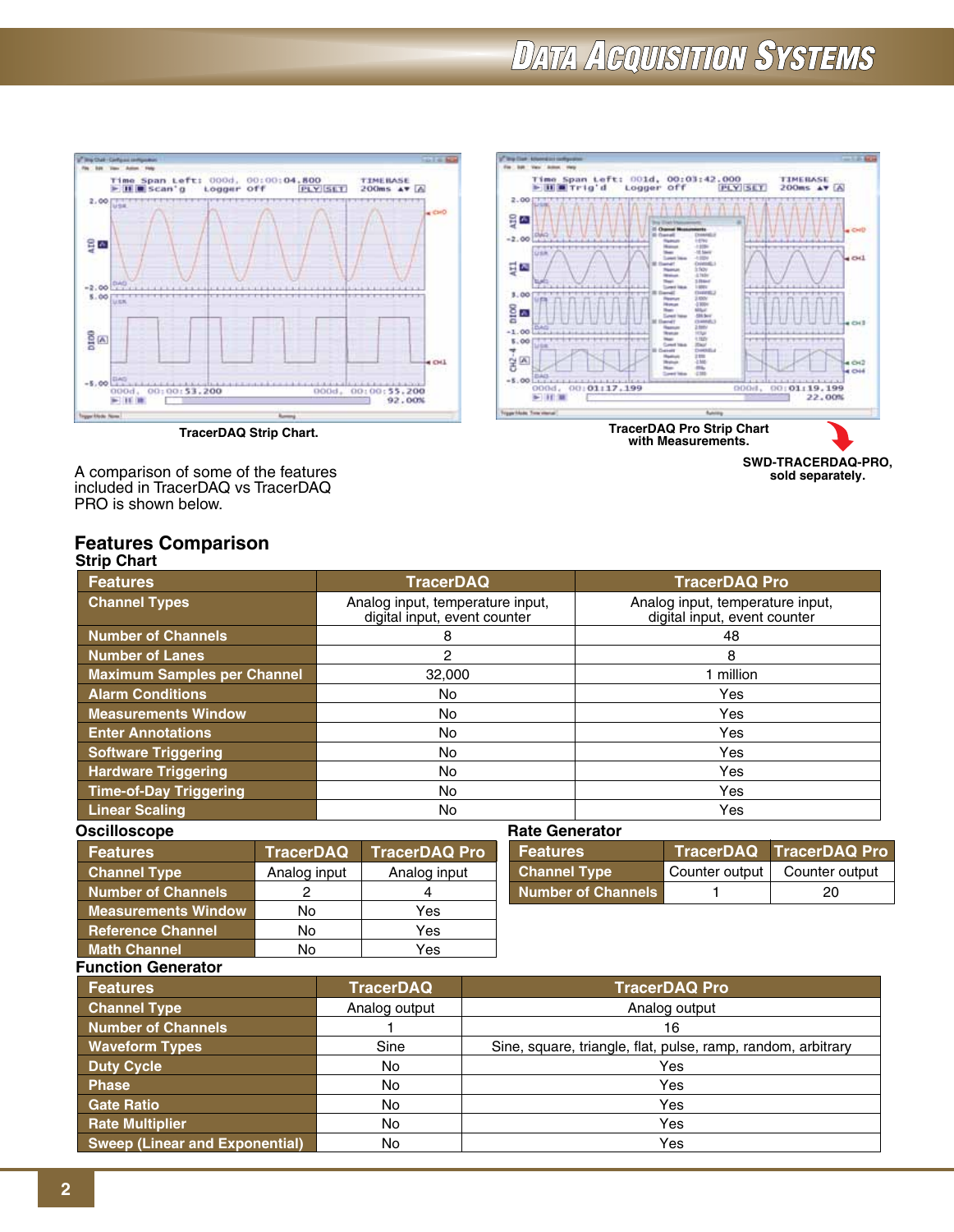TracerDAQ Strip Chart.

TracerDAQ Pro Strip Chart with Measurements.

SWD-TRACERDAQ-PRO, sold separately.

A comparison of some of the features included in TracerDAQ vs TracerDAQ PRO is shown below.

## Features Comparison

### Strip Chart

| Features | TracerDAQ | TracerDAQ Pro |
|---|---|---|
| Channel Types | Analog input, temperature input, digital input, event counter | Analog input, temperature input, digital input, event counter |
| Number of Channels | 8 | 48 |
| Number of Lanes | 2 | 8 |
| Maximum Samples per Channel | 32,000 | 1 million |
| Alarm Conditions | No | Yes |
| Measurements Window | No | Yes |
| Enter Annotations | No | Yes |
| Software Triggering | No | Yes |
| Hardware Triggering | No | Yes |
| Time-of-Day Triggering | No | Yes |
| Linear Scaling | No | Yes |

### Oscilloscope

| Features | TracerDAQ | TracerDAQ Pro |
|---|---|---|
| Channel Type | Analog input | Analog input |
| Number of Channels | 2 | 4 |
| Measurements Window | No | Yes |
| Reference Channel | No | Yes |
| Math Channel | No | Yes |

### Rate Generator

| Features | TracerDAQ | TracerDAQ Pro |
|---|---|---|
| Channel Type | Counter output | Counter output |
| Number of Channels | 1 | 20 |

### Function Generator

| Features | TracerDAQ | TracerDAQ Pro |
|---|---|---|
| Channel Type | Analog output | Analog output |
| Number of Channels | 1 | 16 |
| Waveform Types | Sine | Sine, square, triangle, flat, pulse, ramp, random, arbitrary |
| Duty Cycle | No | Yes |
| Phase | No | Yes |
| Gate Ratio | No | Yes |
| Rate Multiplier | No | Yes |
| Sweep (Linear and Exponential) | No | Yes |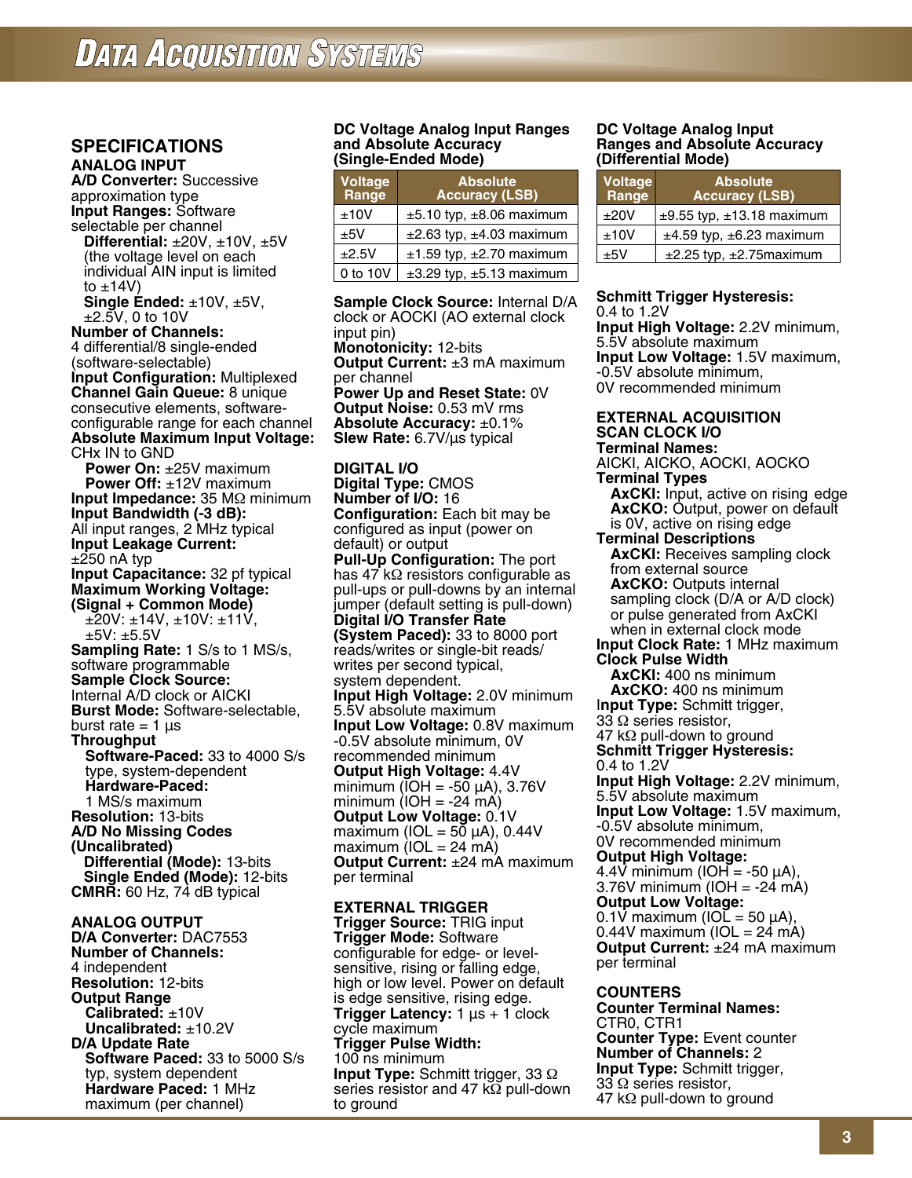# Data Acquisition Systems

## SPECIFICATIONS

### ANALOG INPUT

**A/D Converter:** Successive approximation type
**Input Ranges:** Software selectable per channel
**Differential:** ±20V, ±10V, ±5V (the voltage level on each individual AIN input is limited to ±14V)
**Single Ended:** ±10V, ±5V, ±2.5V, 0 to 10V
**Number of Channels:** 4 differential/8 single-ended (software-selectable)
**Input Configuration:** Multiplexed
**Channel Gain Queue:** 8 unique consecutive elements, software-configurable range for each channel
**Absolute Maximum Input Voltage:** CHx IN to GND
**Power On:** ±25V maximum
**Power Off:** ±12V maximum
**Input Impedance:** 35 MΩ minimum
**Input Bandwidth (-3 dB):** All input ranges, 2 MHz typical
**Input Leakage Current:** ±250 nA typ
**Input Capacitance:** 32 pf typical
**Maximum Working Voltage: (Signal + Common Mode)**
±20V: ±14V, ±10V: ±11V, ±5V: ±5.5V
**Sampling Rate:** 1 S/s to 1 MS/s, software programmable
**Sample Clock Source:** Internal A/D clock or AICKI
**Burst Mode:** Software-selectable, burst rate = 1 µs
**Throughput**
**Software-Paced:** 33 to 4000 S/s type, system-dependent
**Hardware-Paced:** 1 MS/s maximum
**Resolution:** 13-bits
**A/D No Missing Codes (Uncalibrated)**
**Differential (Mode):** 13-bits
**Single Ended (Mode):** 12-bits
**CMRR:** 60 Hz, 74 dB typical

### ANALOG OUTPUT

**D/A Converter:** DAC7553
**Number of Channels:** 4 independent
**Resolution:** 12-bits
**Output Range**
**Calibrated:** ±10V
**Uncalibrated:** ±10.2V
**D/A Update Rate**
**Software Paced:** 33 to 5000 S/s typ, system dependent
**Hardware Paced:** 1 MHz maximum (per channel)

### DC Voltage Analog Input Ranges and Absolute Accuracy (Single-Ended Mode)

| Voltage Range | Absolute Accuracy (LSB) |
|---|---|
| ±10V | ±5.10 typ, ±8.06 maximum |
| ±5V | ±2.63 typ, ±4.03 maximum |
| ±2.5V | ±1.59 typ, ±2.70 maximum |
| 0 to 10V | ±3.29 typ, ±5.13 maximum |

**Sample Clock Source:** Internal D/A clock or AOCKI (AO external clock input pin)
**Monotonicity:** 12-bits
**Output Current:** ±3 mA maximum per channel
**Power Up and Reset State:** 0V
**Output Noise:** 0.53 mV rms
**Absolute Accuracy:** ±0.1%
**Slew Rate:** 6.7V/µs typical

### DIGITAL I/O

**Digital Type:** CMOS
**Number of I/O:** 16
**Configuration:** Each bit may be configured as input (power on default) or output
**Pull-Up Configuration:** The port has 47 kΩ resistors configurable as pull-ups or pull-downs by an internal jumper (default setting is pull-down)
**Digital I/O Transfer Rate (System Paced):** 33 to 8000 port reads/writes or single-bit reads/writes per second typical, system dependent.
**Input High Voltage:** 2.0V minimum 5.5V absolute maximum
**Input Low Voltage:** 0.8V maximum -0.5V absolute minimum, 0V recommended minimum
**Output High Voltage:** 4.4V minimum (IOH = -50 µA), 3.76V minimum (IOH = -24 mA)
**Output Low Voltage:** 0.1V maximum (IOL = 50 µA), 0.44V maximum (IOL = 24 mA)
**Output Current:** ±24 mA maximum per terminal

### EXTERNAL TRIGGER

**Trigger Source:** TRIG input
**Trigger Mode:** Software configurable for edge- or level-sensitive, rising or falling edge, high or low level. Power on default is edge sensitive, rising edge.
**Trigger Latency:** 1 µs + 1 clock cycle maximum
**Trigger Pulse Width:** 100 ns minimum
**Input Type:** Schmitt trigger, 33 Ω series resistor and 47 kΩ pull-down to ground

### DC Voltage Analog Input Ranges and Absolute Accuracy (Differential Mode)

| Voltage Range | Absolute Accuracy (LSB) |
|---|---|
| ±20V | ±9.55 typ, ±13.18 maximum |
| ±10V | ±4.59 typ, ±6.23 maximum |
| ±5V | ±2.25 typ, ±2.75maximum |

**Schmitt Trigger Hysteresis:** 0.4 to 1.2V
**Input High Voltage:** 2.2V minimum, 5.5V absolute maximum
**Input Low Voltage:** 1.5V maximum, -0.5V absolute minimum, 0V recommended minimum

### EXTERNAL ACQUISITION SCAN CLOCK I/O

**Terminal Names:** AICKI, AICKO, AOCKI, AOCKO
**Terminal Types**
**AxCKI:** Input, active on rising edge
**AxCKO:** Output, power on default is 0V, active on rising edge
**Terminal Descriptions**
**AxCKI:** Receives sampling clock from external source
**AxCKO:** Outputs internal sampling clock (D/A or A/D clock) or pulse generated from AxCKI when in external clock mode
**Input Clock Rate:** 1 MHz maximum
**Clock Pulse Width**
**AxCKI:** 400 ns minimum
**AxCKO:** 400 ns minimum
**Input Type:** Schmitt trigger, 33 Ω series resistor, 47 kΩ pull-down to ground
**Schmitt Trigger Hysteresis:** 0.4 to 1.2V
**Input High Voltage:** 2.2V minimum, 5.5V absolute maximum
**Input Low Voltage:** 1.5V maximum, -0.5V absolute minimum, 0V recommended minimum
**Output High Voltage:** 4.4V minimum (IOH = -50 µA), 3.76V minimum (IOH = -24 mA)
**Output Low Voltage:** 0.1V maximum (IOL = 50 µA), 0.44V maximum (IOL = 24 mA)
**Output Current:** ±24 mA maximum per terminal

### COUNTERS

**Counter Terminal Names:** CTR0, CTR1
**Counter Type:** Event counter
**Number of Channels:** 2
**Input Type:** Schmitt trigger, 33 Ω series resistor, 47 kΩ pull-down to ground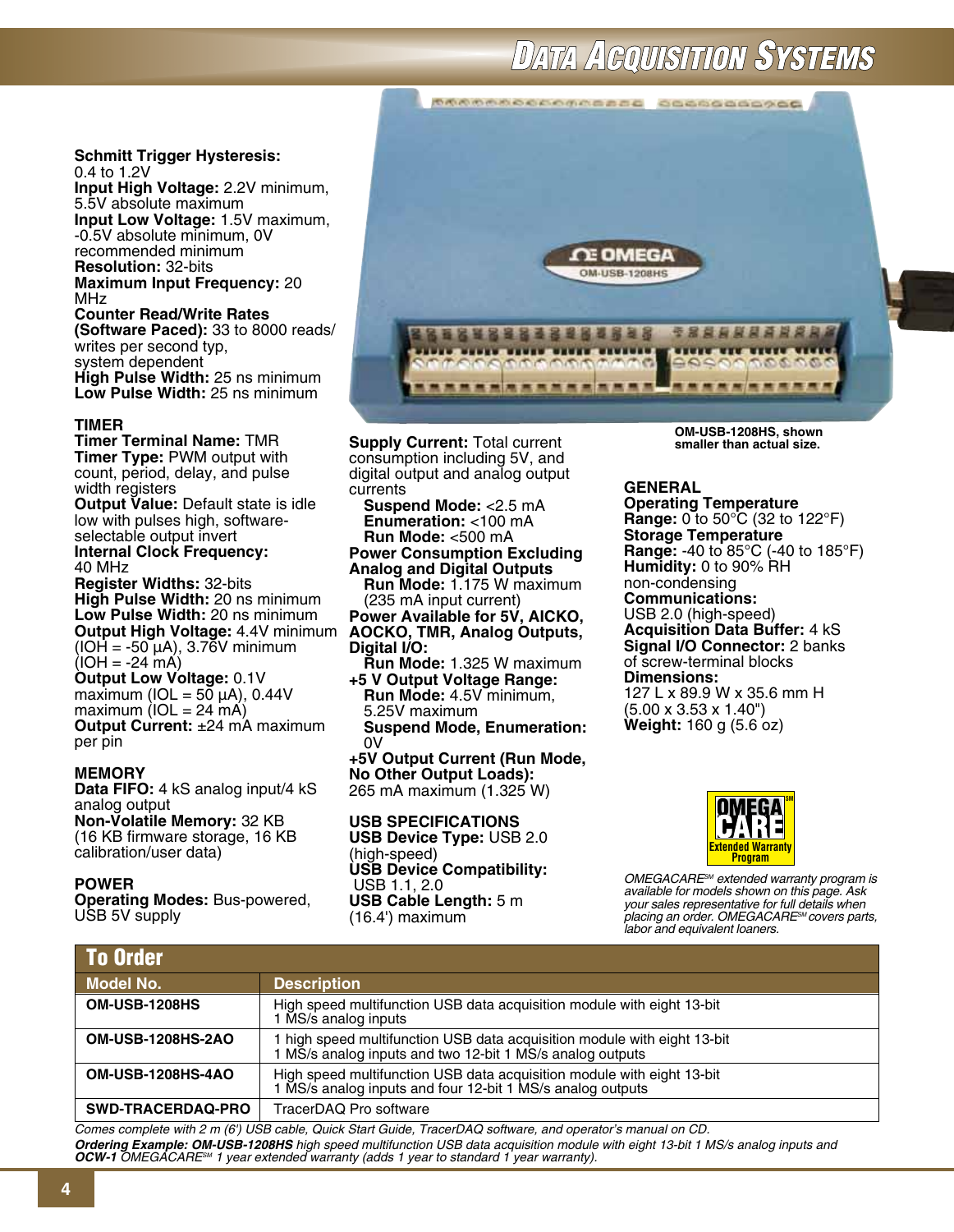**Schmitt Trigger Hysteresis:** 0.4 to 1.2V
**Input High Voltage:** 2.2V minimum, 5.5V absolute maximum
**Input Low Voltage:** 1.5V maximum, -0.5V absolute minimum, 0V recommended minimum
**Resolution:** 32-bits
**Maximum Input Frequency:** 20 MHz
**Counter Read/Write Rates (Software Paced):** 33 to 8000 reads/writes per second typ, system dependent
**High Pulse Width:** 25 ns minimum
**Low Pulse Width:** 25 ns minimum

### TIMER

**Timer Terminal Name:** TMR
**Timer Type:** PWM output with count, period, delay, and pulse width registers
**Output Value:** Default state is idle low with pulses high, software-selectable output invert
**Internal Clock Frequency:** 40 MHz
**Register Widths:** 32-bits
**High Pulse Width:** 20 ns minimum
**Low Pulse Width:** 20 ns minimum
**Output High Voltage:** 4.4V minimum (IOH = -50 µA), 3.76V minimum (IOH = -24 mA)
**Output Low Voltage:** 0.1V maximum (IOL = 50 µA), 0.44V maximum (IOL = 24 mA)
**Output Current:** ±24 mA maximum per pin

### MEMORY

**Data FIFO:** 4 kS analog input/4 kS analog output
**Non-Volatile Memory:** 32 KB (16 KB firmware storage, 16 KB calibration/user data)

### POWER

**Operating Modes:** Bus-powered, USB 5V supply
**Supply Current:** Total current consumption including 5V, and digital output and analog output currents
- **Suspend Mode:** <2.5 mA
- **Enumeration:** <100 mA
- **Run Mode:** <500 mA

**Power Consumption Excluding Analog and Digital Outputs**
- **Run Mode:** 1.175 W maximum (235 mA input current)

**Power Available for 5V, AICKO, AOCKO, TMR, Analog Outputs, Digital I/O:**
- **Run Mode:** 1.325 W maximum

**+5 V Output Voltage Range:**
- **Run Mode:** 4.5V minimum, 5.25V maximum
- **Suspend Mode, Enumeration:** 0V

**+5V Output Current (Run Mode, No Other Output Loads):** 265 mA maximum (1.325 W)

### USB SPECIFICATIONS

**USB Device Type:** USB 2.0 (high-speed)
**USB Device Compatibility:** USB 1.1, 2.0
**USB Cable Length:** 5 m (16.4') maximum

OM-USB-1208HS, shown smaller than actual size.

### GENERAL

**Operating Temperature Range:** 0 to 50°C (32 to 122°F)
**Storage Temperature Range:** -40 to 85°C (-40 to 185°F)
**Humidity:** 0 to 90% RH non-condensing
**Communications:** USB 2.0 (high-speed)
**Acquisition Data Buffer:** 4 kS
**Signal I/O Connector:** 2 banks of screw-terminal blocks
**Dimensions:** 127 L x 89.9 W x 35.6 mm H (5.00 x 3.53 x 1.40")
**Weight:** 160 g (5.6 oz)

OMEGA CARE SM Extended Warranty Program

*OMEGACARE SM extended warranty program is available for models shown on this page. Ask your sales representative for full details when placing an order. OMEGACARE SM covers parts, labor and equivalent loaners.*

## To Order

| Model No. | Description |
|---|---|
| OM-USB-1208HS | High speed multifunction USB data acquisition module with eight 13-bit 1 MS/s analog inputs |
| OM-USB-1208HS-2AO | 1 high speed multifunction USB data acquisition module with eight 13-bit 1 MS/s analog inputs and two 12-bit 1 MS/s analog outputs |
| OM-USB-1208HS-4AO | High speed multifunction USB data acquisition module with eight 13-bit 1 MS/s analog inputs and four 12-bit 1 MS/s analog outputs |
| SWD-TRACERDAQ-PRO | TracerDAQ Pro software |

*Comes complete with 2 m (6') USB cable, Quick Start Guide, TracerDAQ software, and operator's manual on CD.*

***Ordering Example: OM-USB-1208HS** high speed multifunction USB data acquisition module with eight 13-bit 1 MS/s analog inputs and **OCW-1** OMEGACARE SM 1 year extended warranty (adds 1 year to standard 1 year warranty).*